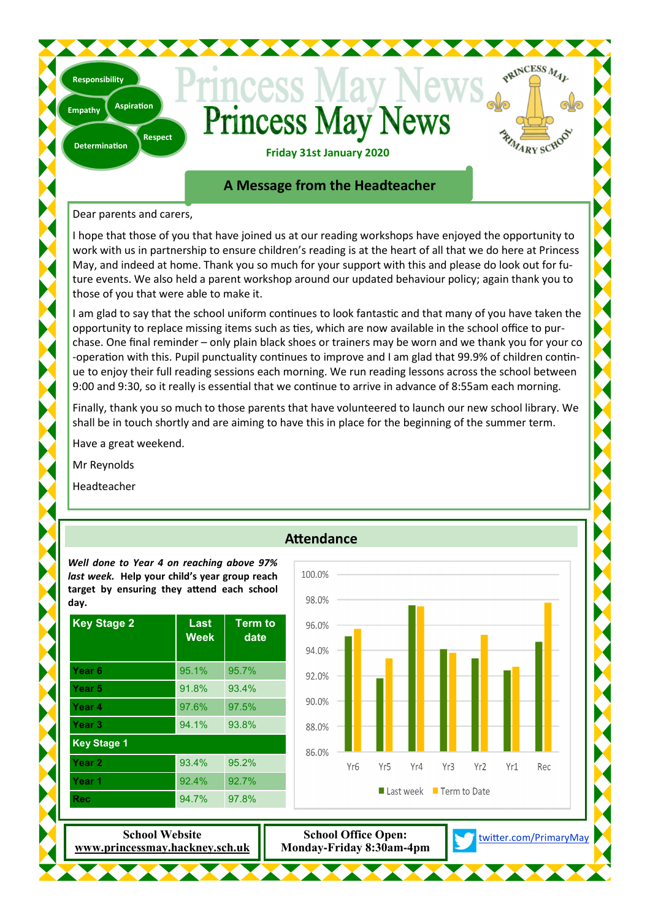Responsibility

Empathy

Aspiration

Determination

Respect

# Princess May News

**Friday 31st January 2020**

PRINCESS MAY PRIMARY SCHOOL

## A Message from the Headteacher

Dear parents and carers,

I hope that those of you that have joined us at our reading workshops have enjoyed the opportunity to work with us in partnership to ensure children's reading is at the heart of all that we do here at Princess May, and indeed at home. Thank you so much for your support with this and please do look out for future events. We also held a parent workshop around our updated behaviour policy; again thank you to those of you that were able to make it.

I am glad to say that the school uniform continues to look fantastic and that many of you have taken the opportunity to replace missing items such as ties, which are now available in the school office to purchase. One final reminder – only plain black shoes or trainers may be worn and we thank you for your co-operation with this. Pupil punctuality continues to improve and I am glad that 99.9% of children continue to enjoy their full reading sessions each morning. We run reading lessons across the school between 9:00 and 9:30, so it really is essential that we continue to arrive in advance of 8:55am each morning.

Finally, thank you so much to those parents that have volunteered to launch our new school library. We shall be in touch shortly and are aiming to have this in place for the beginning of the summer term.

Have a great weekend.

Mr Reynolds

Headteacher

## Attendance

***Well done to Year 4 on reaching above 97% last week.*** **Help your child's year group reach target by ensuring they attend each school day.**

| Key Stage 2 | Last Week | Term to date |
|---|---|---|
| Year 6 | 95.1% | 95.7% |
| Year 5 | 91.8% | 93.4% |
| Year 4 | 97.6% | 97.5% |
| Year 3 | 94.1% | 93.8% |
| **Key Stage 1** | | |
| Year 2 | 93.4% | 95.2% |
| Year 1 | 92.4% | 92.7% |
| Rec | 94.7% | 97.8% |

**School Website**
**www.princessmay.hackney.sch.uk**

**School Office Open:**
**Monday-Friday 8:30am-4pm**

twitter.com/PrimaryMay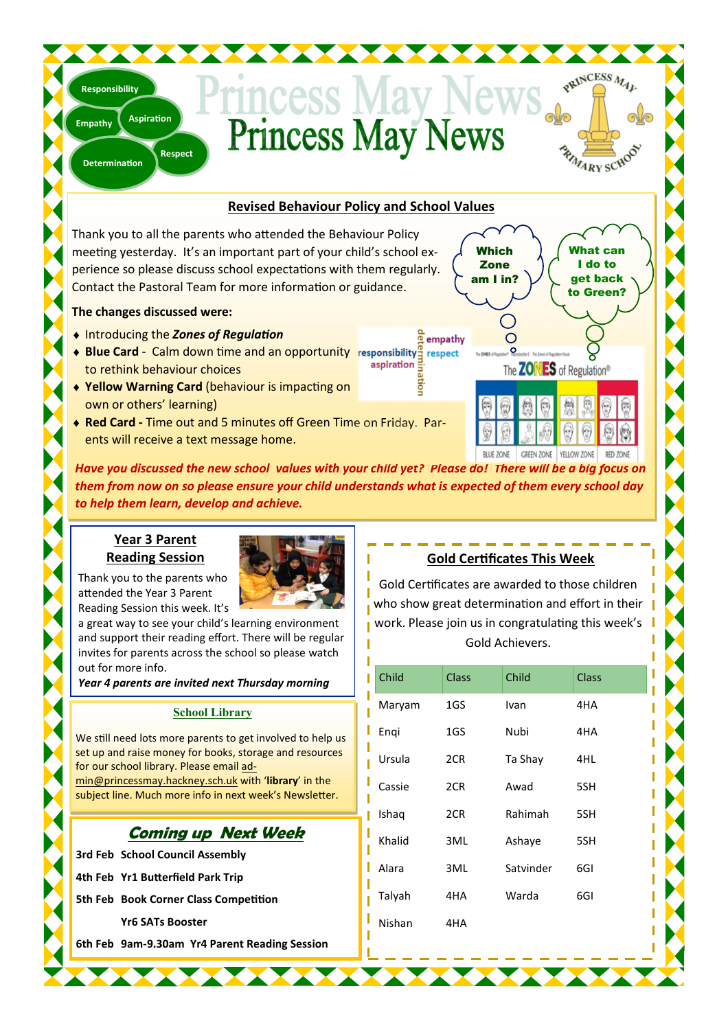Responsibility

Empathy

Aspiration

Determination

Respect

# Princess May News

PRINCESS MAY PRIMARY SCHOOL

## Revised Behaviour Policy and School Values

Thank you to all the parents who attended the Behaviour Policy meeting yesterday. It's an important part of your child's school experience so please discuss school expectations with them regularly. Contact the Pastoral Team for more information or guidance.

Which Zone am I in?

What can I do to get back to Green?

**The changes discussed were:**

- Introducing the ***Zones of Regulation***
- **Blue Card** - Calm down time and an opportunity to rethink behaviour choices
- **Yellow Warning Card** (behaviour is impacting on own or others' learning)
- **Red Card -** Time out and 5 minutes off Green Time on Friday. Parents will receive a text message home.

empathy responsibility respect aspiration determination

The ZONES of Regulation®

BLUE ZONE | GREEN ZONE | YELLOW ZONE | RED ZONE

***Have you discussed the new school values with your child yet? Please do! There will be a big focus on them from now on so please ensure your child understands what is expected of them every school day to help them learn, develop and achieve.***

## Year 3 Parent Reading Session

Thank you to the parents who attended the Year 3 Parent Reading Session this week. It's a great way to see your child's learning environment and support their reading effort. There will be regular invites for parents across the school so please watch out for more info.

***Year 4 parents are invited next Thursday morning***

## School Library

We still need lots more parents to get involved to help us set up and raise money for books, storage and resources for our school library. Please email admin@princessmay.hackney.sch.uk with '**library**' in the subject line. Much more info in next week's Newsletter.

## *Coming up Next Week*

**3rd Feb School Council Assembly**

**4th Feb Yr1 Butterfield Park Trip**

**5th Feb Book Corner Class Competition**

**Yr6 SATs Booster**

**6th Feb 9am-9.30am Yr4 Parent Reading Session**

## Gold Certificates This Week

Gold Certificates are awarded to those children who show great determination and effort in their work. Please join us in congratulating this week's Gold Achievers.

| Child | Class | Child | Class |
|---|---|---|---|
| Maryam | 1GS | Ivan | 4HA |
| Enqi | 1GS | Nubi | 4HA |
| Ursula | 2CR | Ta Shay | 4HL |
| Cassie | 2CR | Awad | 5SH |
| Ishaq | 2CR | Rahimah | 5SH |
| Khalid | 3ML | Ashaye | 5SH |
| Alara | 3ML | Satvinder | 6GI |
| Talyah | 4HA | Warda | 6GI |
| Nishan | 4HA | | |